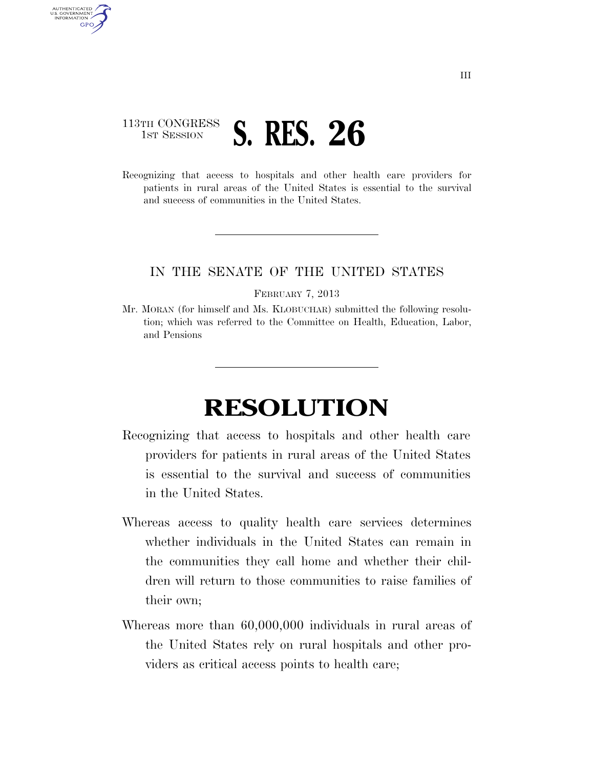113TH CONGRESS
1ST SESSION

# S. RES. 26

Recognizing that access to hospitals and other health care providers for patients in rural areas of the United States is essential to the survival and success of communities in the United States.

---

IN THE SENATE OF THE UNITED STATES

FEBRUARY 7, 2013

Mr. MORAN (for himself and Ms. KLOBUCHAR) submitted the following resolution; which was referred to the Committee on Health, Education, Labor, and Pensions

---

# RESOLUTION

Recognizing that access to hospitals and other health care providers for patients in rural areas of the United States is essential to the survival and success of communities in the United States.

Whereas access to quality health care services determines whether individuals in the United States can remain in the communities they call home and whether their children will return to those communities to raise families of their own;

Whereas more than 60,000,000 individuals in rural areas of the United States rely on rural hospitals and other providers as critical access points to health care;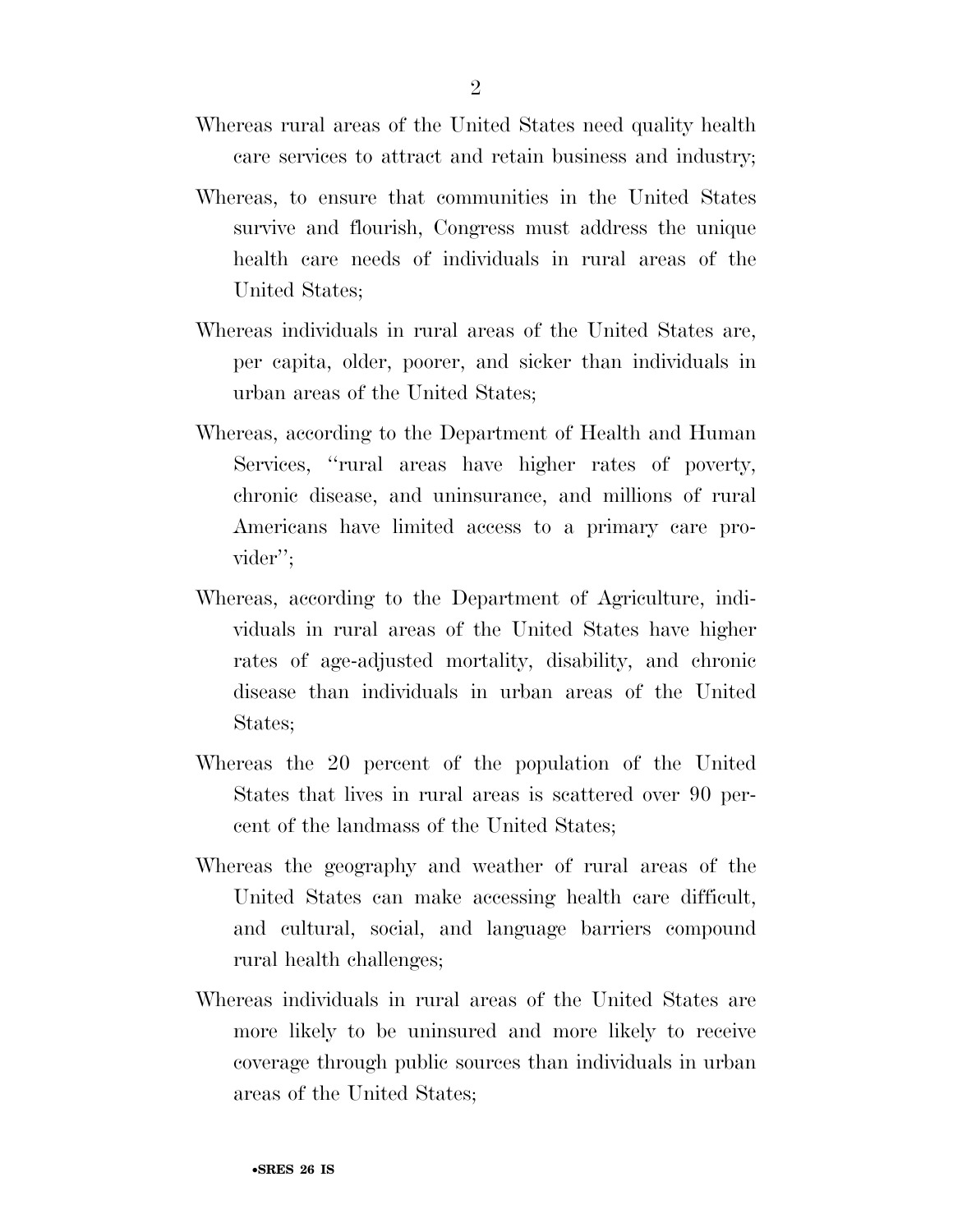Whereas rural areas of the United States need quality health care services to attract and retain business and industry;

Whereas, to ensure that communities in the United States survive and flourish, Congress must address the unique health care needs of individuals in rural areas of the United States;

Whereas individuals in rural areas of the United States are, per capita, older, poorer, and sicker than individuals in urban areas of the United States;

Whereas, according to the Department of Health and Human Services, ''rural areas have higher rates of poverty, chronic disease, and uninsurance, and millions of rural Americans have limited access to a primary care provider'';

Whereas, according to the Department of Agriculture, individuals in rural areas of the United States have higher rates of age-adjusted mortality, disability, and chronic disease than individuals in urban areas of the United States;

Whereas the 20 percent of the population of the United States that lives in rural areas is scattered over 90 percent of the landmass of the United States;

Whereas the geography and weather of rural areas of the United States can make accessing health care difficult, and cultural, social, and language barriers compound rural health challenges;

Whereas individuals in rural areas of the United States are more likely to be uninsured and more likely to receive coverage through public sources than individuals in urban areas of the United States;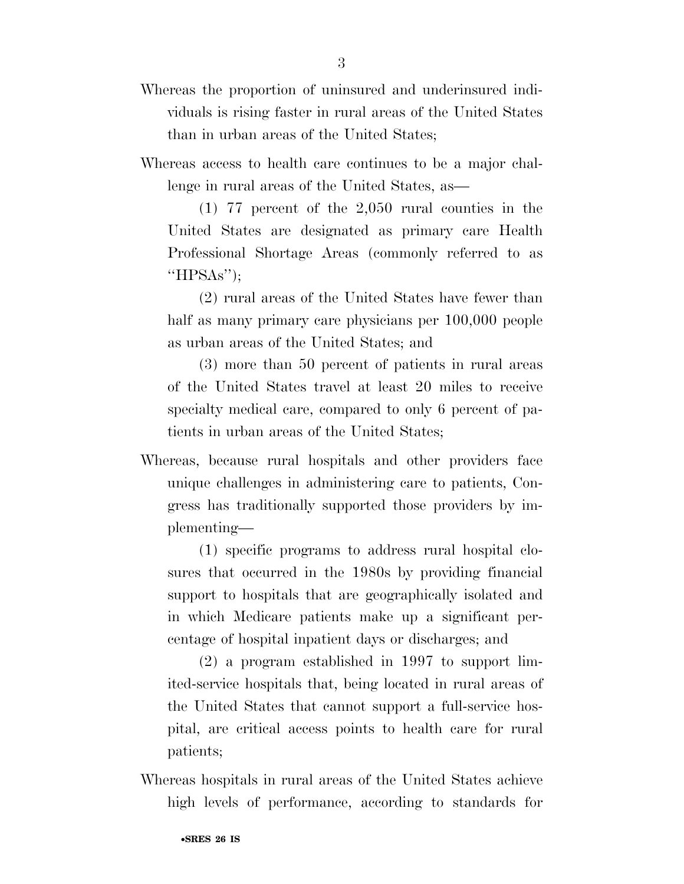Whereas the proportion of uninsured and underinsured individuals is rising faster in rural areas of the United States than in urban areas of the United States;

Whereas access to health care continues to be a major challenge in rural areas of the United States, as—

(1) 77 percent of the 2,050 rural counties in the United States are designated as primary care Health Professional Shortage Areas (commonly referred to as "HPSAs");

(2) rural areas of the United States have fewer than half as many primary care physicians per 100,000 people as urban areas of the United States; and

(3) more than 50 percent of patients in rural areas of the United States travel at least 20 miles to receive specialty medical care, compared to only 6 percent of patients in urban areas of the United States;

Whereas, because rural hospitals and other providers face unique challenges in administering care to patients, Congress has traditionally supported those providers by implementing—

(1) specific programs to address rural hospital closures that occurred in the 1980s by providing financial support to hospitals that are geographically isolated and in which Medicare patients make up a significant percentage of hospital inpatient days or discharges; and

(2) a program established in 1997 to support limited-service hospitals that, being located in rural areas of the United States that cannot support a full-service hospital, are critical access points to health care for rural patients;

Whereas hospitals in rural areas of the United States achieve high levels of performance, according to standards for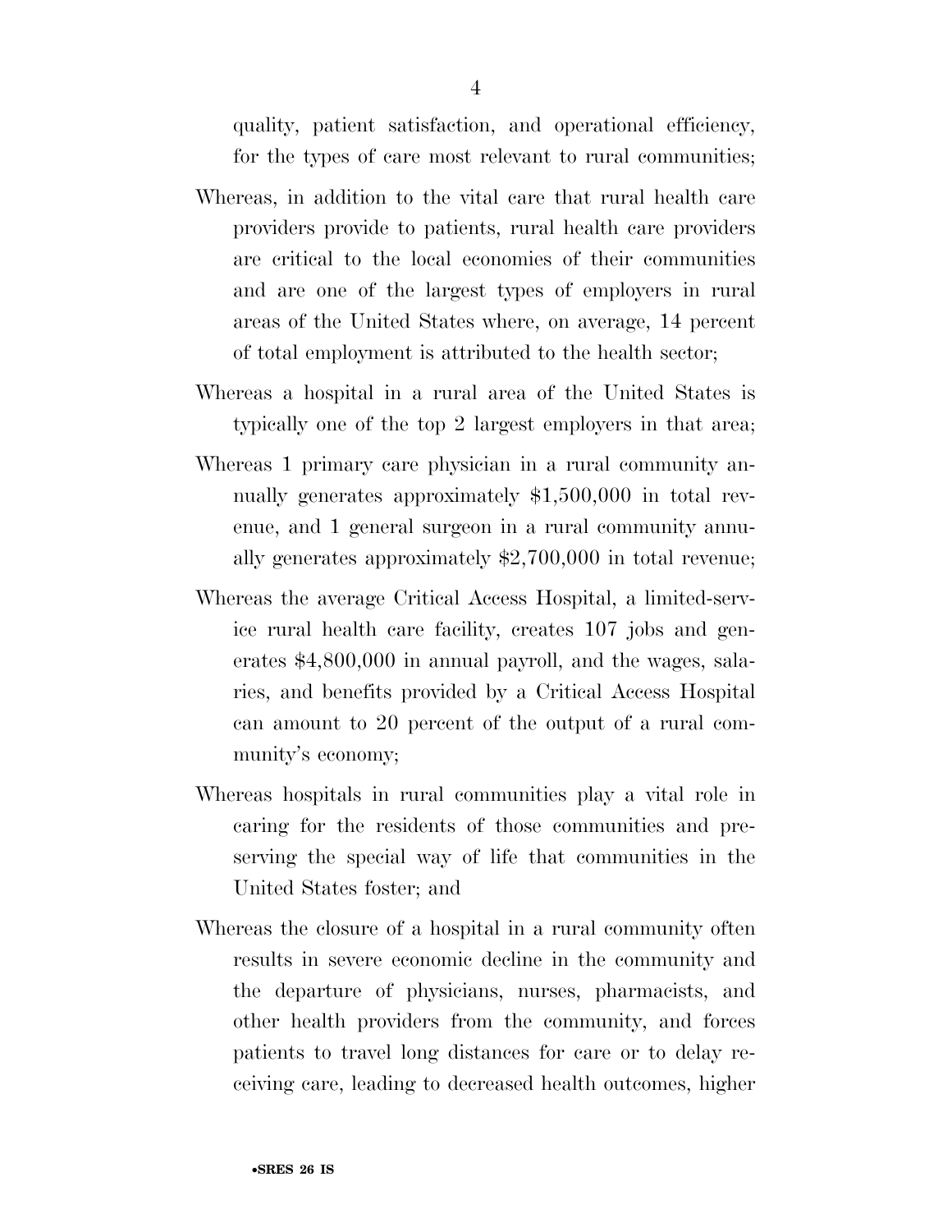quality, patient satisfaction, and operational efficiency, for the types of care most relevant to rural communities;

Whereas, in addition to the vital care that rural health care providers provide to patients, rural health care providers are critical to the local economies of their communities and are one of the largest types of employers in rural areas of the United States where, on average, 14 percent of total employment is attributed to the health sector;

Whereas a hospital in a rural area of the United States is typically one of the top 2 largest employers in that area;

Whereas 1 primary care physician in a rural community annually generates approximately $1,500,000 in total revenue, and 1 general surgeon in a rural community annually generates approximately $2,700,000 in total revenue;

Whereas the average Critical Access Hospital, a limited-service rural health care facility, creates 107 jobs and generates $4,800,000 in annual payroll, and the wages, salaries, and benefits provided by a Critical Access Hospital can amount to 20 percent of the output of a rural community's economy;

Whereas hospitals in rural communities play a vital role in caring for the residents of those communities and preserving the special way of life that communities in the United States foster; and

Whereas the closure of a hospital in a rural community often results in severe economic decline in the community and the departure of physicians, nurses, pharmacists, and other health providers from the community, and forces patients to travel long distances for care or to delay receiving care, leading to decreased health outcomes, higher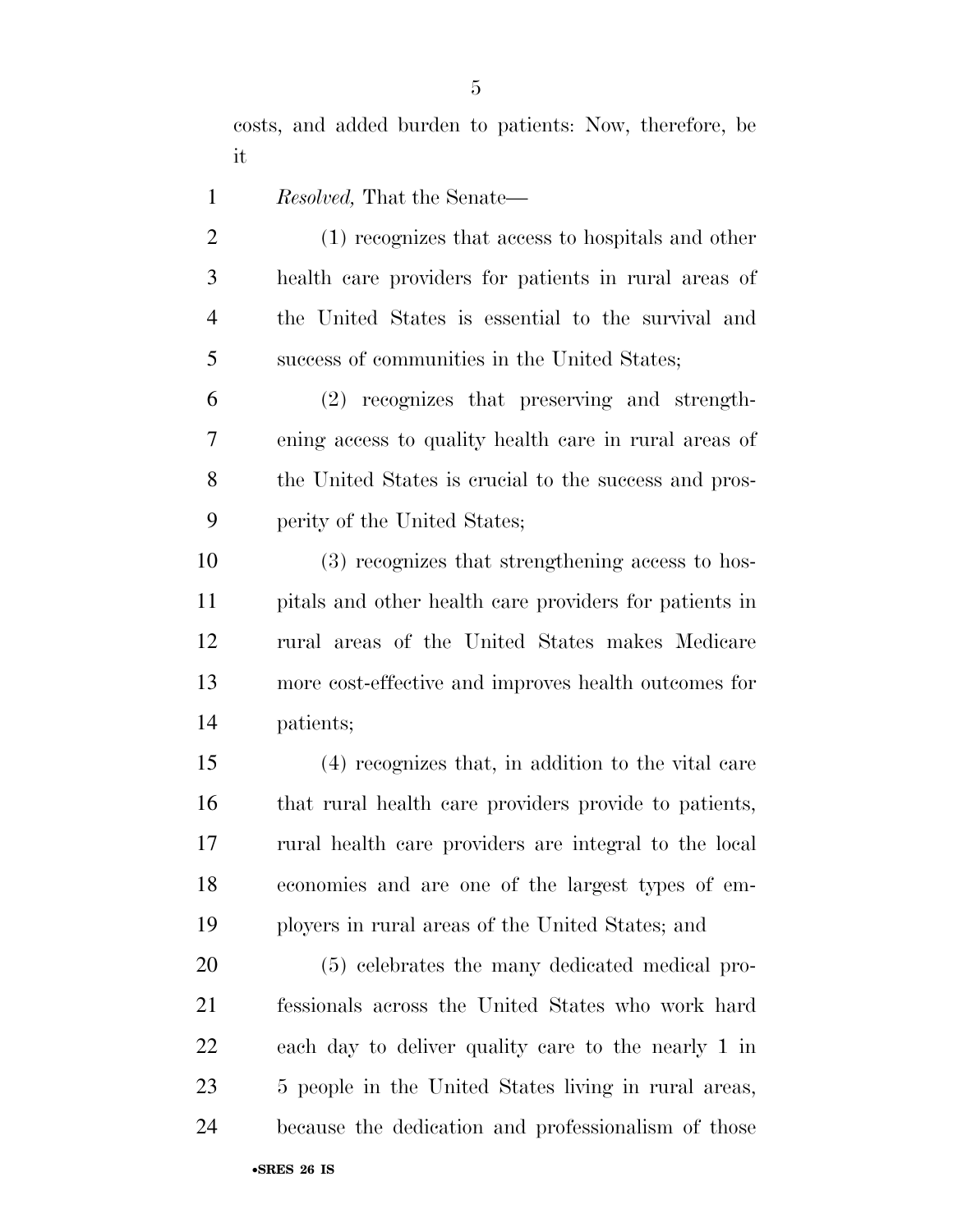costs, and added burden to patients: Now, therefore, be it

*Resolved,* That the Senate—

(1) recognizes that access to hospitals and other health care providers for patients in rural areas of the United States is essential to the survival and success of communities in the United States;

(2) recognizes that preserving and strengthening access to quality health care in rural areas of the United States is crucial to the success and prosperity of the United States;

(3) recognizes that strengthening access to hospitals and other health care providers for patients in rural areas of the United States makes Medicare more cost-effective and improves health outcomes for patients;

(4) recognizes that, in addition to the vital care that rural health care providers provide to patients, rural health care providers are integral to the local economies and are one of the largest types of employers in rural areas of the United States; and

(5) celebrates the many dedicated medical professionals across the United States who work hard each day to deliver quality care to the nearly 1 in 5 people in the United States living in rural areas, because the dedication and professionalism of those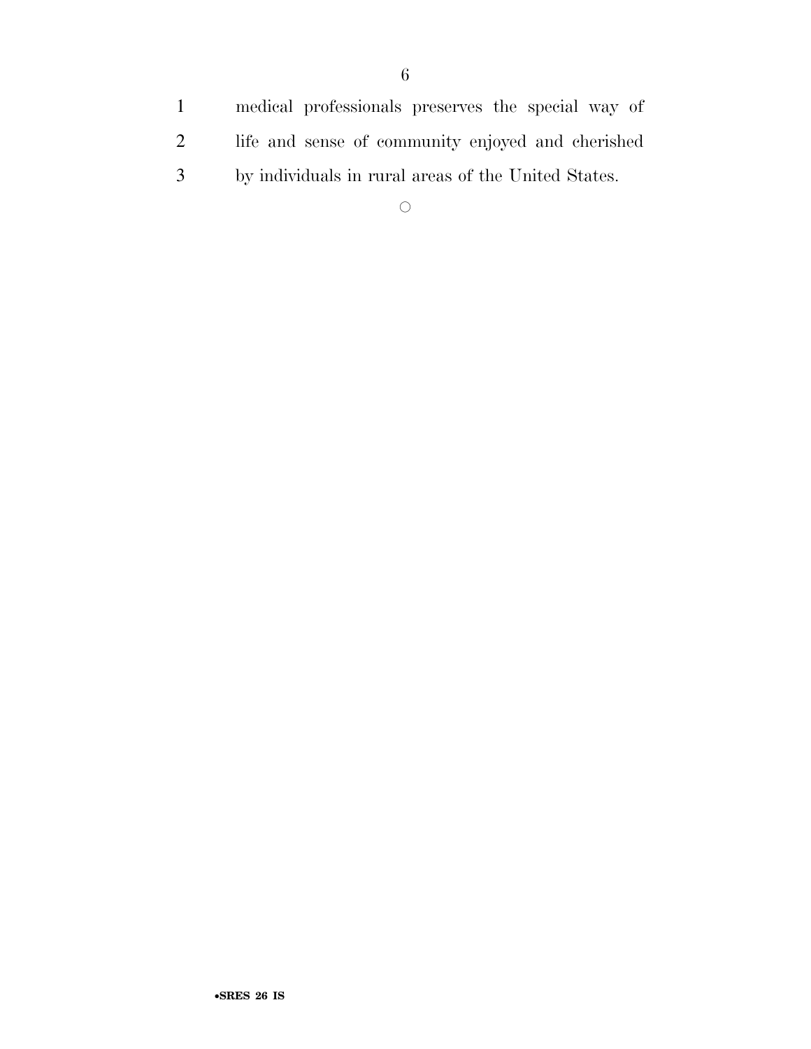medical professionals preserves the special way of life and sense of community enjoyed and cherished by individuals in rural areas of the United States.